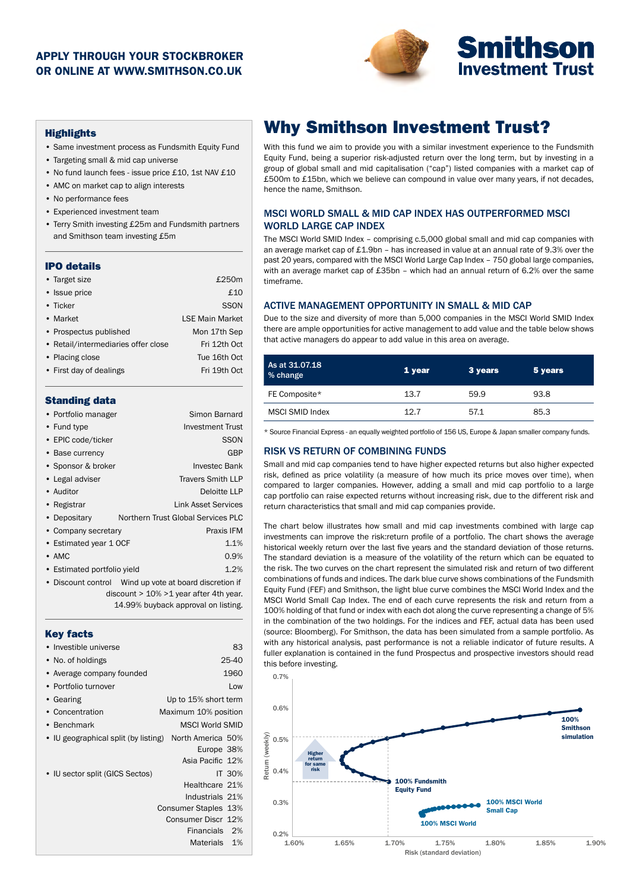**APPLY THROUGH YOUR STOCKBROKER OR ONLINE AT WWW.SMITHSON.CO.UK**

**Smithson Investment Trust**

### Highlights

- Same investment process as Fundsmith Equity Fund
- Targeting small & mid cap universe
- No fund launch fees - issue price £10, 1st NAV £10
- AMC on market cap to align interests
- No performance fees
- Experienced investment team
- Terry Smith investing £25m and Fundsmith partners and Smithson team investing £5m

### IPO details

| | |
|---|---|
| Target size | £250m |
| Issue price | £10 |
| Ticker | SSON |
| Market | LSE Main Market |
| Prospectus published | Mon 17th Sep |
| Retail/intermediaries offer close | Fri 12th Oct |
| Placing close | Tue 16th Oct |
| First day of dealings | Fri 19th Oct |

### Standing data

| | |
|---|---|
| Portfolio manager | Simon Barnard |
| Fund type | Investment Trust |
| EPIC code/ticker | SSON |
| Base currency | GBP |
| Sponsor & broker | Investec Bank |
| Legal adviser | Travers Smith LLP |
| Auditor | Deloitte LLP |
| Registrar | Link Asset Services |
| Depositary | Northern Trust Global Services PLC |
| Company secretary | Praxis IFM |
| Estimated year 1 OCF | 1.1% |
| AMC | 0.9% |
| Estimated portfolio yield | 1.2% |
| Discount control | Wind up vote at board discretion if discount > 10% >1 year after 4th year. 14.99% buyback approval on listing. |

### Key facts

| | |
|---|---|
| Investible universe | 83 |
| No. of holdings | 25-40 |
| Average company founded | 1960 |
| Portfolio turnover | Low |
| Gearing | Up to 15% short term |
| Concentration | Maximum 10% position |
| Benchmark | MSCI World SMID |
| IU geographical split (by listing) | North America 50%, Europe 38%, Asia Pacific 12% |
| IU sector split (GICS Sectos) | IT 30%, Healthcare 21%, Industrials 21%, Consumer Staples 13%, Consumer Discr 12%, Financials 2%, Materials 1% |

# Why Smithson Investment Trust?

With this fund we aim to provide you with a similar investment experience to the Fundsmith Equity Fund, being a superior risk-adjusted return over the long term, but by investing in a group of global small and mid capitalisation ("cap") listed companies with a market cap of £500m to £15bn, which we believe can compound in value over many years, if not decades, hence the name, Smithson.

## MSCI WORLD SMALL & MID CAP INDEX HAS OUTPERFORMED MSCI WORLD LARGE CAP INDEX

The MSCI World SMID Index – comprising c.5,000 global small and mid cap companies with an average market cap of £1.9bn – has increased in value at an annual rate of 9.3% over the past 20 years, compared with the MSCI World Large Cap Index – 750 global large companies, with an average market cap of £35bn – which had an annual return of 6.2% over the same timeframe.

## ACTIVE MANAGEMENT OPPORTUNITY IN SMALL & MID CAP

Due to the size and diversity of more than 5,000 companies in the MSCI World SMID Index there are ample opportunities for active management to add value and the table below shows that active managers do appear to add value in this area on average.

| As at 31.07.18 % change | 1 year | 3 years | 5 years |
|---|---|---|---|
| FE Composite* | 13.7 | 59.9 | 93.8 |
| MSCI SMID Index | 12.7 | 57.1 | 85.3 |

\* Source Financial Express - an equally weighted portfolio of 156 US, Europe & Japan smaller company funds.

## RISK VS RETURN OF COMBINING FUNDS

Small and mid cap companies tend to have higher expected returns but also higher expected risk, defined as price volatility (a measure of how much its price moves over time), when compared to larger companies. However, adding a small and mid cap portfolio to a large cap portfolio can raise expected returns without increasing risk, due to the different risk and return characteristics that small and mid cap companies provide.

The chart below illustrates how small and mid cap investments combined with large cap investments can improve the risk:return profile of a portfolio. The chart shows the average historical weekly return over the last five years and the standard deviation of those returns. The standard deviation is a measure of the volatility of the return which can be equated to the risk. The two curves on the chart represent the simulated risk and return of two different combinations of funds and indices. The dark blue curve shows combinations of the Fundsmith Equity Fund (FEF) and Smithson, the light blue curve combines the MSCI World Index and the MSCI World Small Cap Index. The end of each curve represents the risk and return from a 100% holding of that fund or index with each dot along the curve representing a change of 5% in the combination of the two holdings. For the indices and FEF, actual data has been used (source: Bloomberg). For Smithson, the data has been simulated from a sample portfolio. As with any historical analysis, past performance is not a reliable indicator of future results. A fuller explanation is contained in the fund Prospectus and prospective investors should read this before investing.

Chart: Return (weekly) vs Risk (standard deviation). Y-axis: 0.2%–0.7%; X-axis: 1.60%–1.90%. Labels: "100% Smithson simulation", "Higher return for same risk", "100% Fundsmith Equity Fund", "100% MSCI World Small Cap", "100% MSCI World".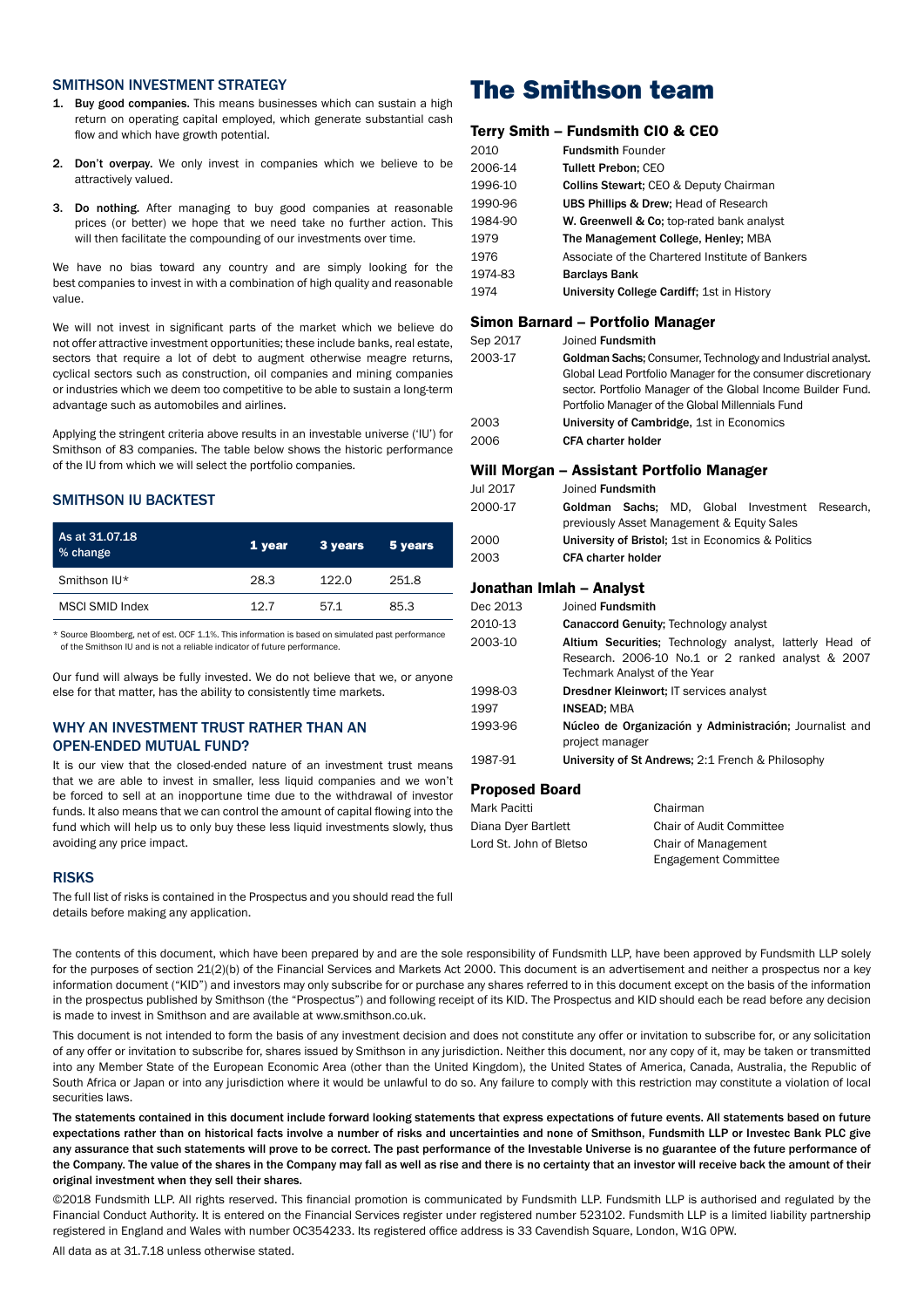## SMITHSON INVESTMENT STRATEGY

1. **Buy good companies.** This means businesses which can sustain a high return on operating capital employed, which generate substantial cash flow and which have growth potential.
2. **Don't overpay.** We only invest in companies which we believe to be attractively valued.
3. **Do nothing.** After managing to buy good companies at reasonable prices (or better) we hope that we need take no further action. This will then facilitate the compounding of our investments over time.

We have no bias toward any country and are simply looking for the best companies to invest in with a combination of high quality and reasonable value.

We will not invest in significant parts of the market which we believe do not offer attractive investment opportunities; these include banks, real estate, sectors that require a lot of debt to augment otherwise meagre returns, cyclical sectors such as construction, oil companies and mining companies or industries which we deem too competitive to be able to sustain a long-term advantage such as automobiles and airlines.

Applying the stringent criteria above results in an investable universe ('IU') for Smithson of 83 companies. The table below shows the historic performance of the IU from which we will select the portfolio companies.

## SMITHSON IU BACKTEST

| As at 31.07.18<br>% change | 1 year | 3 years | 5 years |
|---|---|---|---|
| Smithson IU* | 28.3 | 122.0 | 251.8 |
| MSCI SMID Index | 12.7 | 57.1 | 85.3 |

\* Source Bloomberg, net of est. OCF 1.1%. This information is based on simulated past performance of the Smithson IU and is not a reliable indicator of future performance.

Our fund will always be fully invested. We do not believe that we, or anyone else for that matter, has the ability to consistently time markets.

## WHY AN INVESTMENT TRUST RATHER THAN AN OPEN-ENDED MUTUAL FUND?

It is our view that the closed-ended nature of an investment trust means that we are able to invest in smaller, less liquid companies and we won't be forced to sell at an inopportune time due to the withdrawal of investor funds. It also means that we can control the amount of capital flowing into the fund which will help us to only buy these less liquid investments slowly, thus avoiding any price impact.

## RISKS

The full list of risks is contained in the Prospectus and you should read the full details before making any application.

# The Smithson team

### Terry Smith – Fundsmith CIO & CEO

| | |
|---|---|
| 2010 | **Fundsmith** Founder |
| 2006-14 | **Tullett Prebon;** CEO |
| 1996-10 | **Collins Stewart;** CEO & Deputy Chairman |
| 1990-96 | **UBS Phillips & Drew;** Head of Research |
| 1984-90 | **W. Greenwell & Co;** top-rated bank analyst |
| 1979 | **The Management College, Henley;** MBA |
| 1976 | Associate of the Chartered Institute of Bankers |
| 1974-83 | **Barclays Bank** |
| 1974 | **University College Cardiff;** 1st in History |

### Simon Barnard – Portfolio Manager

| | |
|---|---|
| Sep 2017 | Joined **Fundsmith** |
| 2003-17 | **Goldman Sachs;** Consumer, Technology and Industrial analyst. Global Lead Portfolio Manager for the consumer discretionary sector. Portfolio Manager of the Global Income Builder Fund. Portfolio Manager of the Global Millennials Fund |
| 2003 | **University of Cambridge,** 1st in Economics |
| 2006 | **CFA charter holder** |

### Will Morgan – Assistant Portfolio Manager

| | |
|---|---|
| Jul 2017 | Joined **Fundsmith** |
| 2000-17 | **Goldman Sachs;** MD, Global Investment Research, previously Asset Management & Equity Sales |
| 2000 | **University of Bristol;** 1st in Economics & Politics |
| 2003 | **CFA charter holder** |

### Jonathan Imlah – Analyst

| | |
|---|---|
| Dec 2013 | Joined **Fundsmith** |
| 2010-13 | **Canaccord Genuity;** Technology analyst |
| 2003-10 | **Altium Securities;** Technology analyst, latterly Head of Research. 2006-10 No.1 or 2 ranked analyst & 2007 Techmark Analyst of the Year |
| 1998-03 | **Dresdner Kleinwort;** IT services analyst |
| 1997 | **INSEAD;** MBA |
| 1993-96 | **Núcleo de Organización y Administración;** Journalist and project manager |
| 1987-91 | **University of St Andrews;** 2:1 French & Philosophy |

### Proposed Board

| | |
|---|---|
| Mark Pacitti | Chairman |
| Diana Dyer Bartlett | Chair of Audit Committee |
| Lord St. John of Bletso | Chair of Management Engagement Committee |

The contents of this document, which have been prepared by and are the sole responsibility of Fundsmith LLP, have been approved by Fundsmith LLP solely for the purposes of section 21(2)(b) of the Financial Services and Markets Act 2000. This document is an advertisement and neither a prospectus nor a key information document ("KID") and investors may only subscribe for or purchase any shares referred to in this document except on the basis of the information in the prospectus published by Smithson (the "Prospectus") and following receipt of its KID. The Prospectus and KID should each be read before any decision is made to invest in Smithson and are available at www.smithson.co.uk.

This document is not intended to form the basis of any investment decision and does not constitute any offer or invitation to subscribe for, or any solicitation of any offer or invitation to subscribe for, shares issued by Smithson in any jurisdiction. Neither this document, nor any copy of it, may be taken or transmitted into any Member State of the European Economic Area (other than the United Kingdom), the United States of America, Canada, Australia, the Republic of South Africa or Japan or into any jurisdiction where it would be unlawful to do so. Any failure to comply with this restriction may constitute a violation of local securities laws.

**The statements contained in this document include forward looking statements that express expectations of future events. All statements based on future expectations rather than on historical facts involve a number of risks and uncertainties and none of Smithson, Fundsmith LLP or Investec Bank PLC give any assurance that such statements will prove to be correct. The past performance of the Investable Universe is no guarantee of the future performance of the Company. The value of the shares in the Company may fall as well as rise and there is no certainty that an investor will receive back the amount of their original investment when they sell their shares.**

©2018 Fundsmith LLP. All rights reserved. This financial promotion is communicated by Fundsmith LLP. Fundsmith LLP is authorised and regulated by the Financial Conduct Authority. It is entered on the Financial Services register under registered number 523102. Fundsmith LLP is a limited liability partnership registered in England and Wales with number OC354233. Its registered office address is 33 Cavendish Square, London, W1G 0PW.

All data as at 31.7.18 unless otherwise stated.